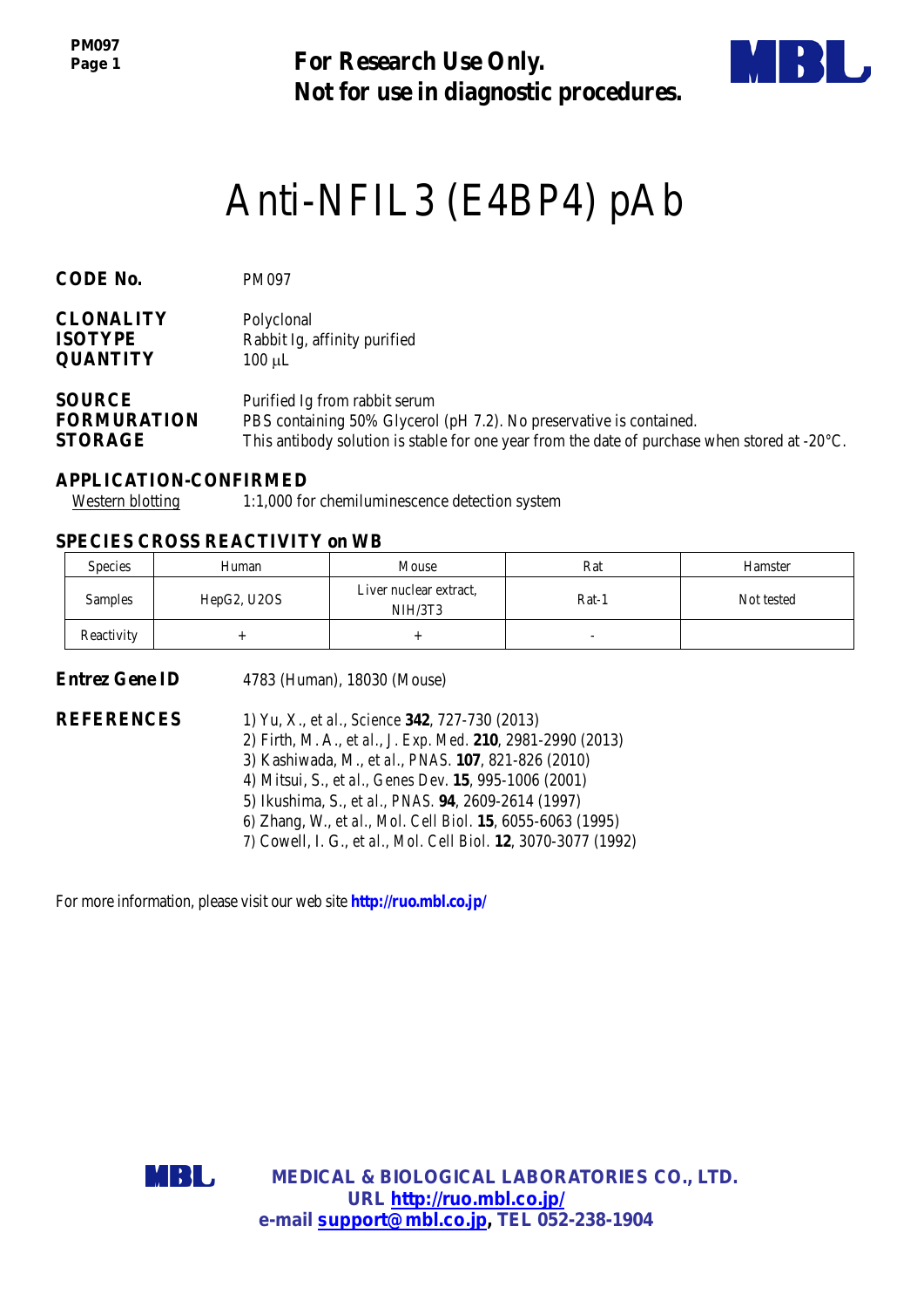**For Research Use Only.**
**Not for use in diagnostic procedures.**

# Anti-NFIL3 (E4BP4) pAb

**CODE No.** PM097

**CLONALITY** Polyclonal
**ISOTYPE** Rabbit Ig, affinity purified
**QUANTITY** 100 µL

**SOURCE** Purified Ig from rabbit serum
**FORMURATION** PBS containing 50% Glycerol (pH 7.2). No preservative is contained.
**STORAGE** This antibody solution is stable for one year from the date of purchase when stored at -20°C.

## APPLICATION-CONFIRMED

Western blotting 1:1,000 for chemiluminescence detection system

## SPECIES CROSS REACTIVITY on WB

| Species | Human | Mouse | Rat | Hamster |
|---|---|---|---|---|
| Samples | HepG2, U2OS | Liver nuclear extract, NIH/3T3 | Rat-1 | Not tested |
| Reactivity | + | + | - | |

**Entrez Gene ID** 4783 (Human), 18030 (Mouse)

**REFERENCES**

1) Yu, X., *et al*., Science **342**, 727-730 (2013)
2) Firth, M. A., *et al*., J. Exp. Med. **210**, 2981-2990 (2013)
3) Kashiwada, M., *et al*., PNAS. **107**, 821-826 (2010)
4) Mitsui, S., *et al*., Genes Dev. **15**, 995-1006 (2001)
5) Ikushima, S., *et al*., PNAS. **94**, 2609-2614 (1997)
6) Zhang, W., *et al*., Mol. Cell Biol. **15**, 6055-6063 (1995)
7) Cowell, I. G., *et al*., Mol. Cell Biol. **12**, 3070-3077 (1992)

For more information, please visit our web site **http://ruo.mbl.co.jp/**

**MEDICAL & BIOLOGICAL LABORATORIES CO., LTD.**
**URL http://ruo.mbl.co.jp/**
**e-mail support@mbl.co.jp, TEL 052-238-1904**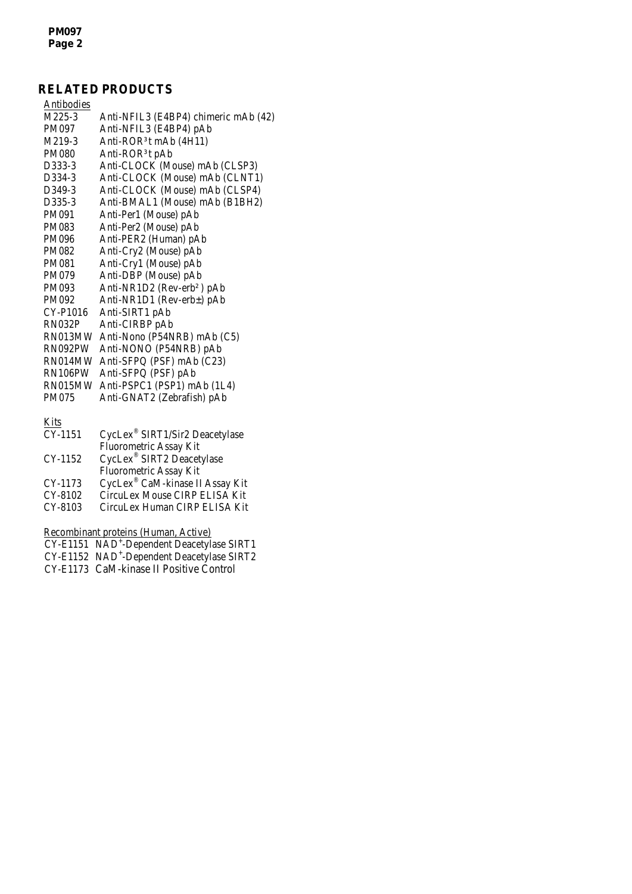## RELATED PRODUCTS

Antibodies

| | |
|---|---|
| M225-3 | Anti-NFIL3 (E4BP4) chimeric mAb (42) |
| PM097 | Anti-NFIL3 (E4BP4) pAb |
| M219-3 | Anti-ROR³t mAb (4H11) |
| PM080 | Anti-ROR³t pAb |
| D333-3 | Anti-CLOCK (Mouse) mAb (CLSP3) |
| D334-3 | Anti-CLOCK (Mouse) mAb (CLNT1) |
| D349-3 | Anti-CLOCK (Mouse) mAb (CLSP4) |
| D335-3 | Anti-BMAL1 (Mouse) mAb (B1BH2) |
| PM091 | Anti-Per1 (Mouse) pAb |
| PM083 | Anti-Per2 (Mouse) pAb |
| PM096 | Anti-PER2 (Human) pAb |
| PM082 | Anti-Cry2 (Mouse) pAb |
| PM081 | Anti-Cry1 (Mouse) pAb |
| PM079 | Anti-DBP (Mouse) pAb |
| PM093 | Anti-NR1D2 (Rev-erb² ) pAb |
| PM092 | Anti-NR1D1 (Rev-erb±) pAb |
| CY-P1016 | Anti-SIRT1 pAb |
| RN032P | Anti-CIRBP pAb |
| RN013MW | Anti-Nono (P54NRB) mAb (C5) |
| RN092PW | Anti-NONO (P54NRB) pAb |
| RN014MW | Anti-SFPQ (PSF) mAb (C23) |
| RN106PW | Anti-SFPQ (PSF) pAb |
| RN015MW | Anti-PSPC1 (PSP1) mAb (1L4) |
| PM075 | Anti-GNAT2 (Zebrafish) pAb |

Kits

| | |
|---|---|
| CY-1151 | CycLex® SIRT1/Sir2 Deacetylase Fluorometric Assay Kit |
| CY-1152 | CycLex® SIRT2 Deacetylase Fluorometric Assay Kit |
| CY-1173 | CycLex® CaM-kinase II Assay Kit |
| CY-8102 | CircuLex Mouse CIRP ELISA Kit |
| CY-8103 | CircuLex Human CIRP ELISA Kit |

Recombinant proteins (Human, Active)

| | |
|---|---|
| CY-E1151 | $NAD^+$-Dependent Deacetylase SIRT1 |
| CY-E1152 | $NAD^+$-Dependent Deacetylase SIRT2 |
| CY-E1173 | CaM-kinase II Positive Control |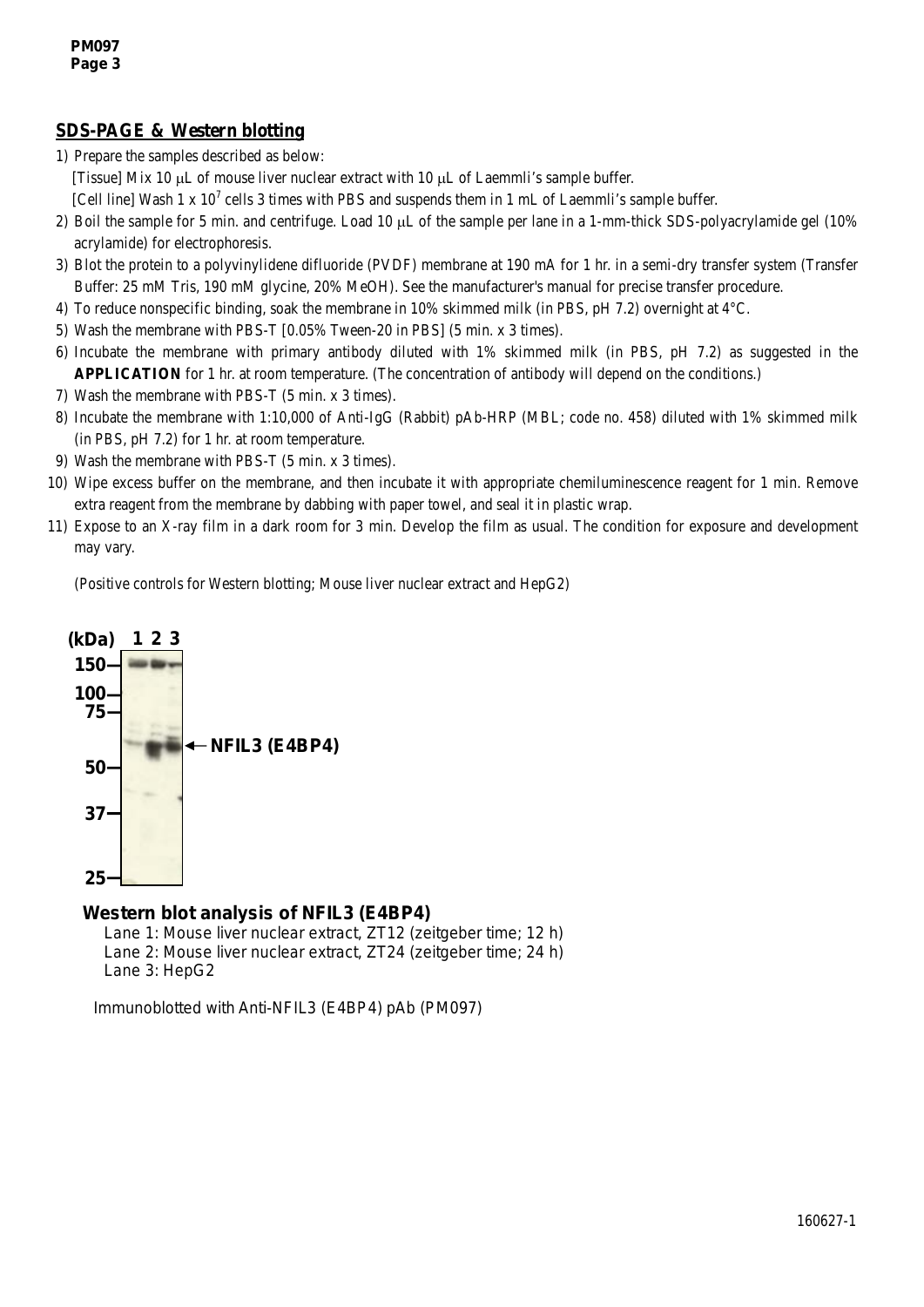## SDS-PAGE & Western blotting

1) Prepare the samples described as below:
   [Tissue] Mix 10 μL of mouse liver nuclear extract with 10 μL of Laemmli's sample buffer.
   [Cell line] Wash 1 x $10^7$ cells 3 times with PBS and suspends them in 1 mL of Laemmli's sample buffer.
2) Boil the sample for 5 min. and centrifuge. Load 10 μL of the sample per lane in a 1-mm-thick SDS-polyacrylamide gel (10% acrylamide) for electrophoresis.
3) Blot the protein to a polyvinylidene difluoride (PVDF) membrane at 190 mA for 1 hr. in a semi-dry transfer system (Transfer Buffer: 25 mM Tris, 190 mM glycine, 20% MeOH). See the manufacturer's manual for precise transfer procedure.
4) To reduce nonspecific binding, soak the membrane in 10% skimmed milk (in PBS, pH 7.2) overnight at 4°C.
5) Wash the membrane with PBS-T [0.05% Tween-20 in PBS] (5 min. x 3 times).
6) Incubate the membrane with primary antibody diluted with 1% skimmed milk (in PBS, pH 7.2) as suggested in the **APPLICATION** for 1 hr. at room temperature. (The concentration of antibody will depend on the conditions.)
7) Wash the membrane with PBS-T (5 min. x 3 times).
8) Incubate the membrane with 1:10,000 of Anti-IgG (Rabbit) pAb-HRP (MBL; code no. 458) diluted with 1% skimmed milk (in PBS, pH 7.2) for 1 hr. at room temperature.
9) Wash the membrane with PBS-T (5 min. x 3 times).
10) Wipe excess buffer on the membrane, and then incubate it with appropriate chemiluminescence reagent for 1 min. Remove extra reagent from the membrane by dabbing with paper towel, and seal it in plastic wrap.
11) Expose to an X-ray film in a dark room for 3 min. Develop the film as usual. The condition for exposure and development may vary.

(Positive controls for Western blotting; Mouse liver nuclear extract and HepG2)

(kDa) 1 2 3
150
100
75
50
37
25
NFIL3 (E4BP4)

**Western blot analysis of NFIL3 (E4BP4)**

Lane 1: Mouse liver nuclear extract, ZT12 (zeitgeber time; 12 h)
Lane 2: Mouse liver nuclear extract, ZT24 (zeitgeber time; 24 h)
Lane 3: HepG2

Immunoblotted with Anti-NFIL3 (E4BP4) pAb (PM097)